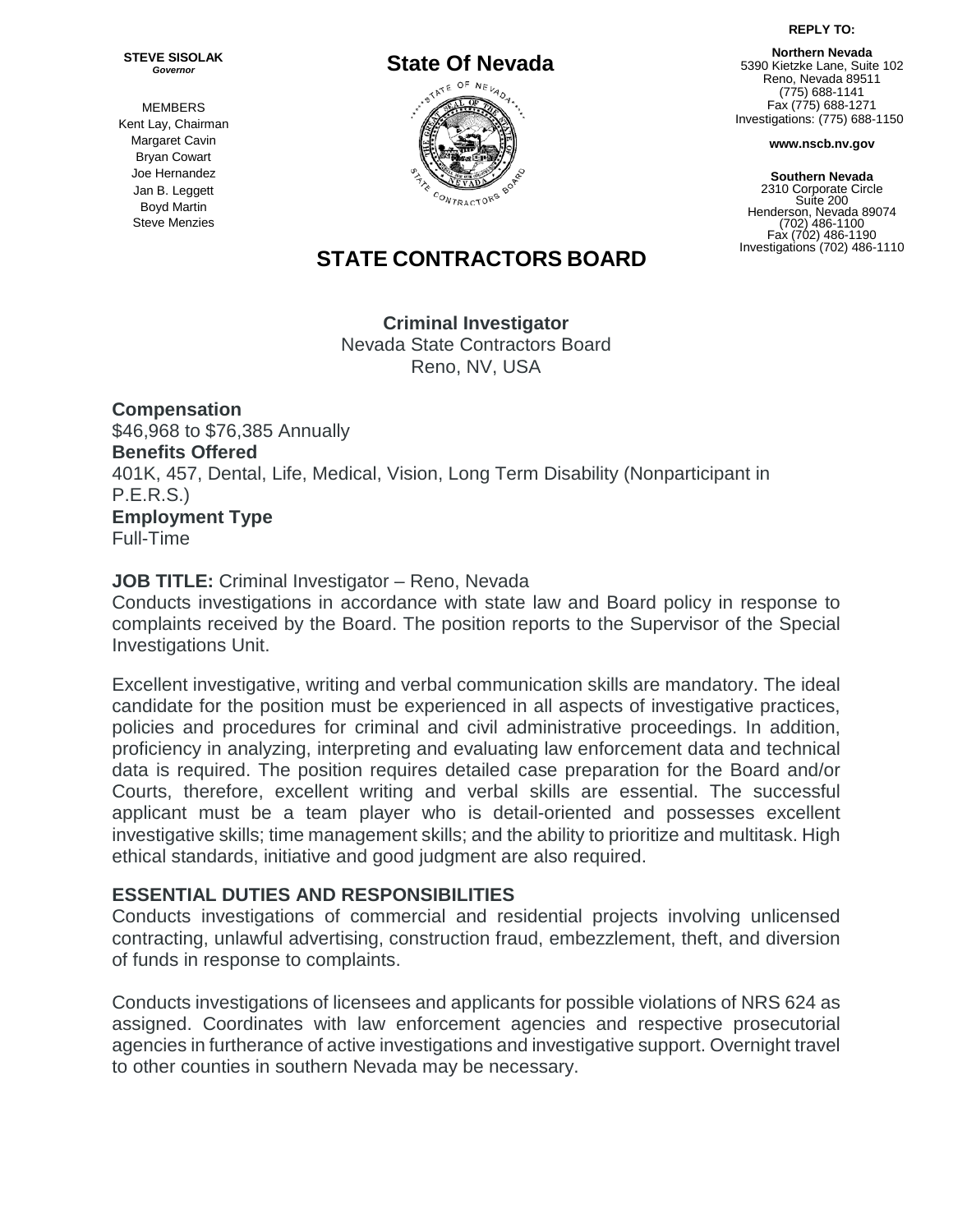**STEVE SISOLAK**
*Governor*

MEMBERS
Kent Lay, Chairman
Margaret Cavin
Bryan Cowart
Joe Hernandez
Jan B. Leggett
Boyd Martin
Steve Menzies

# State Of Nevada

**REPLY TO:**

**Northern Nevada**
5390 Kietzke Lane, Suite 102
Reno, Nevada 89511
(775) 688-1141
Fax (775) 688-1271
Investigations: (775) 688-1150

**www.nscb.nv.gov**

**Southern Nevada**
2310 Corporate Circle
Suite 200
Henderson, Nevada 89074
(702) 486-1100
Fax (702) 486-1190
Investigations (702) 486-1110

## STATE CONTRACTORS BOARD

**Criminal Investigator**
Nevada State Contractors Board
Reno, NV, USA

**Compensation**
$46,968 to $76,385 Annually
**Benefits Offered**
401K, 457, Dental, Life, Medical, Vision, Long Term Disability (Nonparticipant in P.E.R.S.)
**Employment Type**
Full-Time

**JOB TITLE:** Criminal Investigator – Reno, Nevada
Conducts investigations in accordance with state law and Board policy in response to complaints received by the Board. The position reports to the Supervisor of the Special Investigations Unit.

Excellent investigative, writing and verbal communication skills are mandatory. The ideal candidate for the position must be experienced in all aspects of investigative practices, policies and procedures for criminal and civil administrative proceedings. In addition, proficiency in analyzing, interpreting and evaluating law enforcement data and technical data is required. The position requires detailed case preparation for the Board and/or Courts, therefore, excellent writing and verbal skills are essential. The successful applicant must be a team player who is detail-oriented and possesses excellent investigative skills; time management skills; and the ability to prioritize and multitask. High ethical standards, initiative and good judgment are also required.

### ESSENTIAL DUTIES AND RESPONSIBILITIES

Conducts investigations of commercial and residential projects involving unlicensed contracting, unlawful advertising, construction fraud, embezzlement, theft, and diversion of funds in response to complaints.

Conducts investigations of licensees and applicants for possible violations of NRS 624 as assigned. Coordinates with law enforcement agencies and respective prosecutorial agencies in furtherance of active investigations and investigative support. Overnight travel to other counties in southern Nevada may be necessary.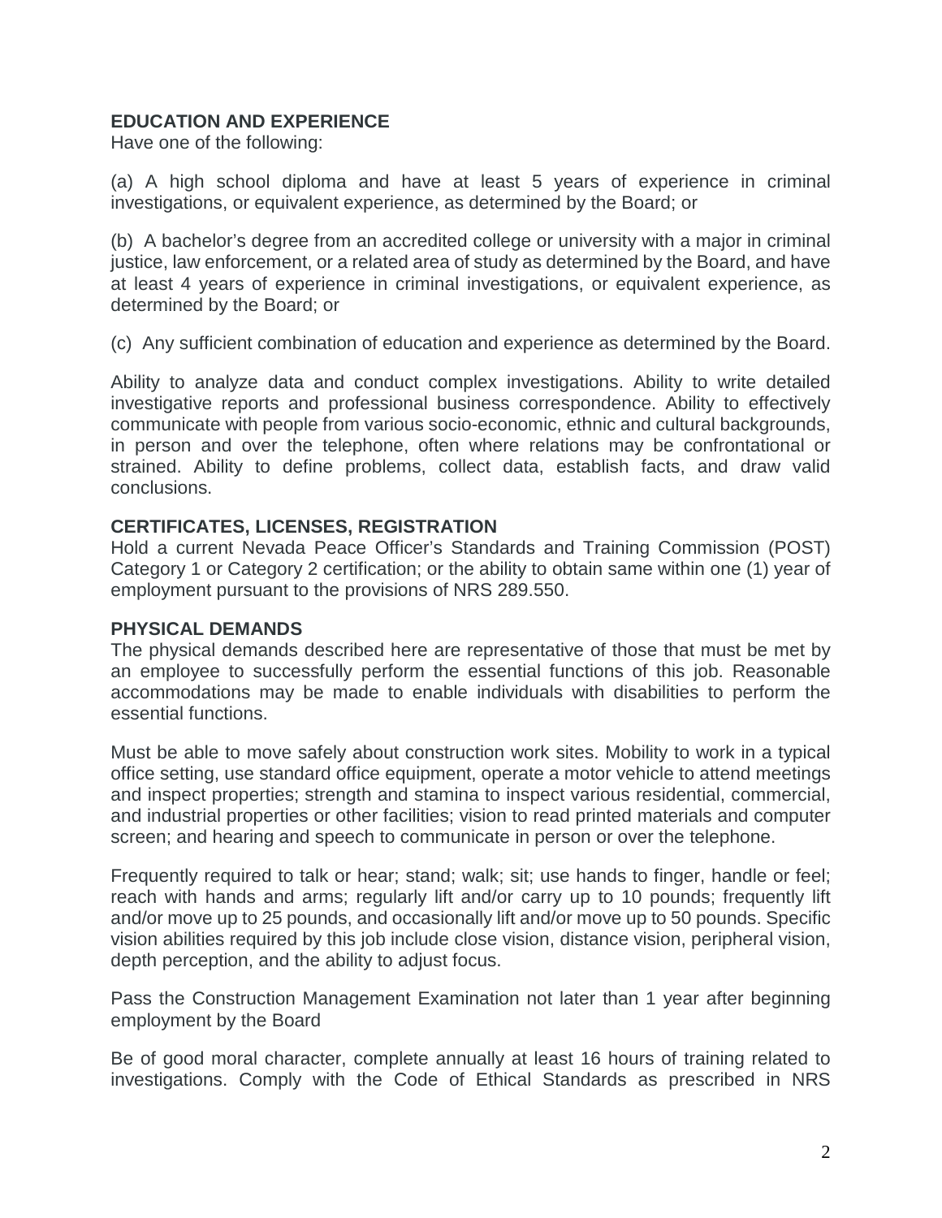**EDUCATION AND EXPERIENCE**
Have one of the following:

(a) A high school diploma and have at least 5 years of experience in criminal investigations, or equivalent experience, as determined by the Board; or

(b) A bachelor's degree from an accredited college or university with a major in criminal justice, law enforcement, or a related area of study as determined by the Board, and have at least 4 years of experience in criminal investigations, or equivalent experience, as determined by the Board; or

(c) Any sufficient combination of education and experience as determined by the Board.

Ability to analyze data and conduct complex investigations. Ability to write detailed investigative reports and professional business correspondence. Ability to effectively communicate with people from various socio-economic, ethnic and cultural backgrounds, in person and over the telephone, often where relations may be confrontational or strained. Ability to define problems, collect data, establish facts, and draw valid conclusions.

**CERTIFICATES, LICENSES, REGISTRATION**
Hold a current Nevada Peace Officer's Standards and Training Commission (POST) Category 1 or Category 2 certification; or the ability to obtain same within one (1) year of employment pursuant to the provisions of NRS 289.550.

**PHYSICAL DEMANDS**
The physical demands described here are representative of those that must be met by an employee to successfully perform the essential functions of this job. Reasonable accommodations may be made to enable individuals with disabilities to perform the essential functions.

Must be able to move safely about construction work sites. Mobility to work in a typical office setting, use standard office equipment, operate a motor vehicle to attend meetings and inspect properties; strength and stamina to inspect various residential, commercial, and industrial properties or other facilities; vision to read printed materials and computer screen; and hearing and speech to communicate in person or over the telephone.

Frequently required to talk or hear; stand; walk; sit; use hands to finger, handle or feel; reach with hands and arms; regularly lift and/or carry up to 10 pounds; frequently lift and/or move up to 25 pounds, and occasionally lift and/or move up to 50 pounds. Specific vision abilities required by this job include close vision, distance vision, peripheral vision, depth perception, and the ability to adjust focus.

Pass the Construction Management Examination not later than 1 year after beginning employment by the Board

Be of good moral character, complete annually at least 16 hours of training related to investigations. Comply with the Code of Ethical Standards as prescribed in NRS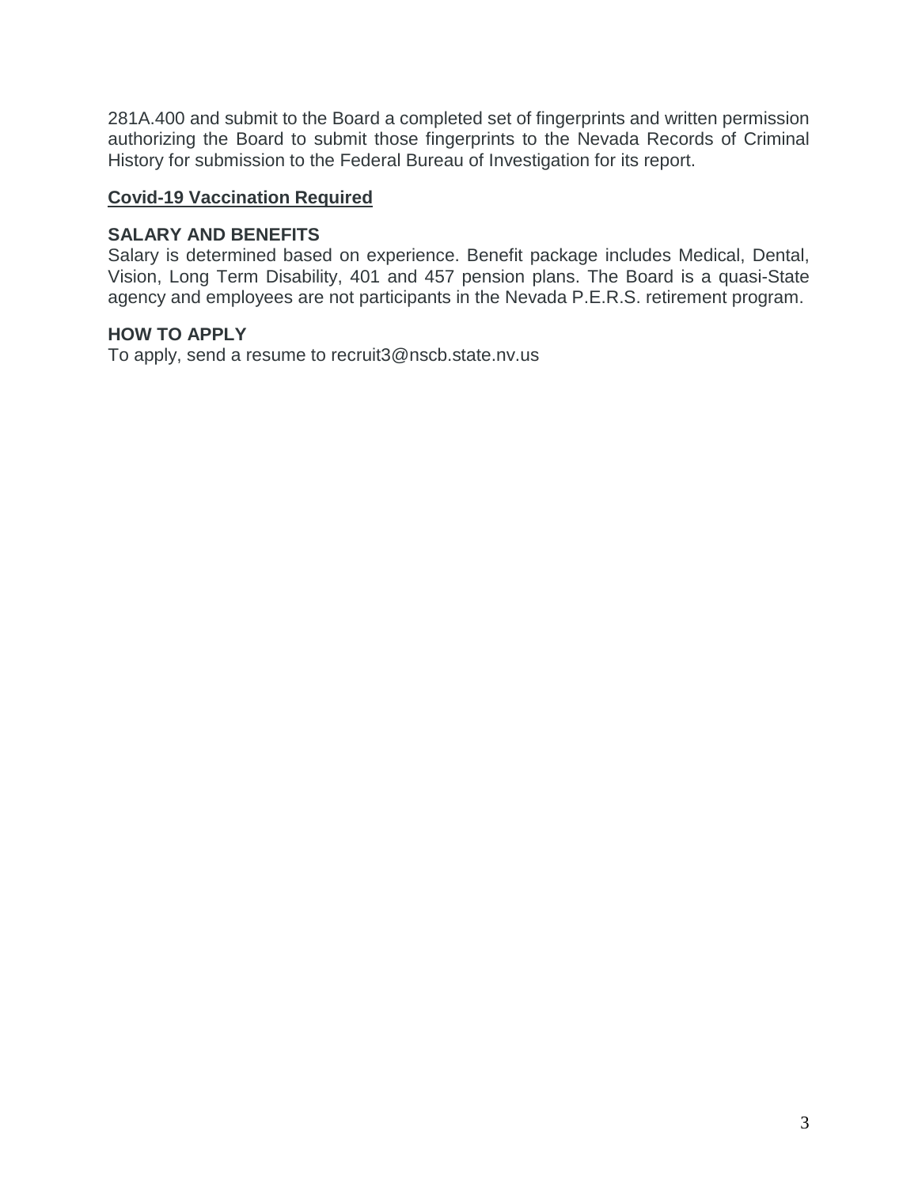281A.400 and submit to the Board a completed set of fingerprints and written permission authorizing the Board to submit those fingerprints to the Nevada Records of Criminal History for submission to the Federal Bureau of Investigation for its report.

**Covid-19 Vaccination Required**

## SALARY AND BENEFITS

Salary is determined based on experience. Benefit package includes Medical, Dental, Vision, Long Term Disability, 401 and 457 pension plans. The Board is a quasi-State agency and employees are not participants in the Nevada P.E.R.S. retirement program.

## HOW TO APPLY

To apply, send a resume to recruit3@nscb.state.nv.us